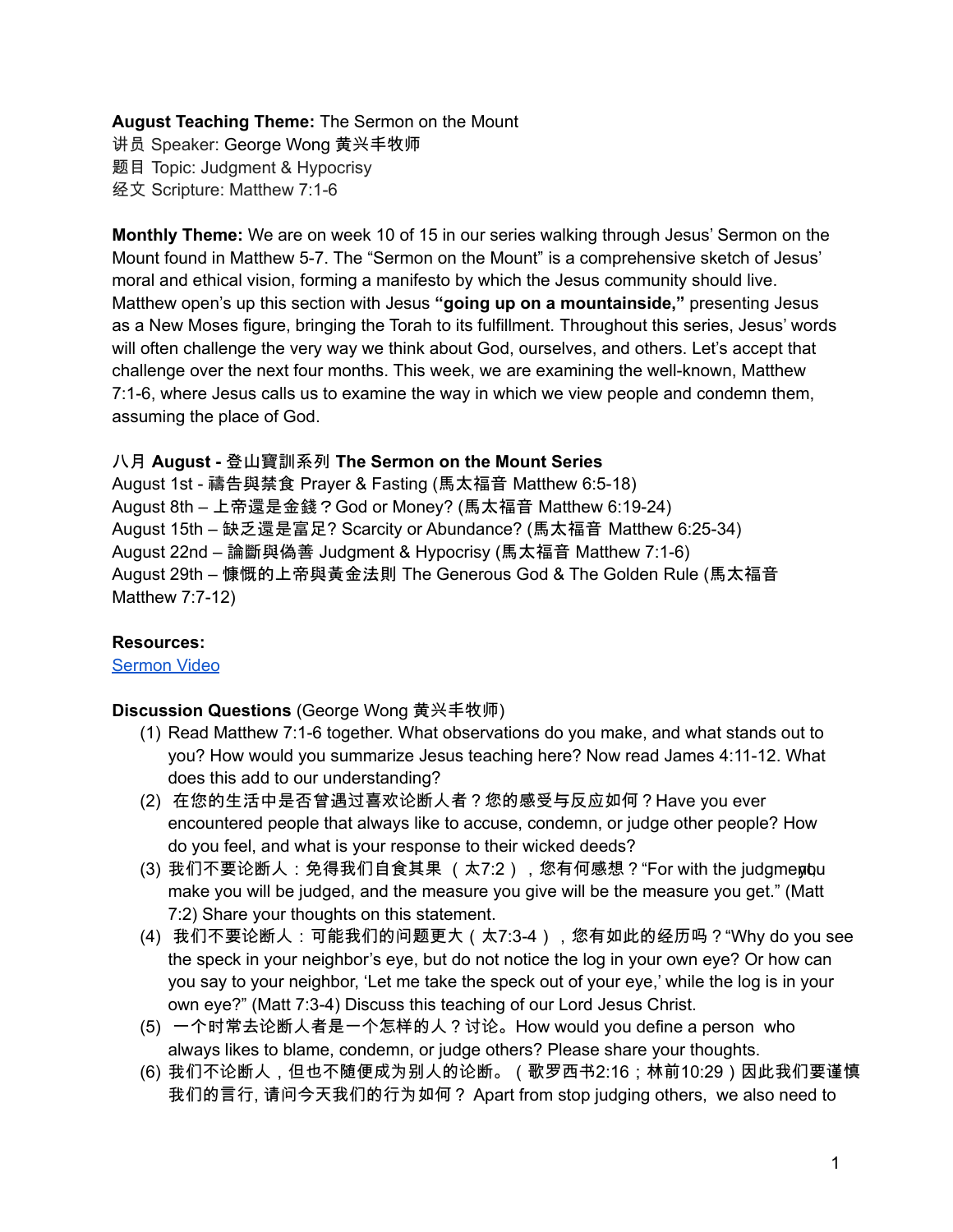**August Teaching Theme:** The Sermon on the Mount
讲员 Speaker: George Wong 黄兴丰牧师
题目 Topic: Judgment & Hypocrisy
经文 Scripture: Matthew 7:1-6

**Monthly Theme:** We are on week 10 of 15 in our series walking through Jesus' Sermon on the Mount found in Matthew 5-7. The "Sermon on the Mount" is a comprehensive sketch of Jesus' moral and ethical vision, forming a manifesto by which the Jesus community should live. Matthew open's up this section with Jesus **"going up on a mountainside,"** presenting Jesus as a New Moses figure, bringing the Torah to its fulfillment. Throughout this series, Jesus' words will often challenge the very way we think about God, ourselves, and others. Let's accept that challenge over the next four months. This week, we are examining the well-known, Matthew 7:1-6, where Jesus calls us to examine the way in which we view people and condemn them, assuming the place of God.

八月 **August - 登山寶訓系列 The Sermon on the Mount Series**
August 1st - 禱告與禁食 Prayer & Fasting (馬太福音 Matthew 6:5-18)
August 8th – 上帝還是金錢？God or Money? (馬太福音 Matthew 6:19-24)
August 15th – 缺乏還是富足? Scarcity or Abundance? (馬太福音 Matthew 6:25-34)
August 22nd – **論斷與偽善 Judgment & Hypocrisy (馬太福音 Matthew 7:1-6)**
August 29th – 慷慨的上帝與黃金法則 The Generous God & The Golden Rule (馬太福音 Matthew 7:7-12)

**Resources:**
[Sermon Video]

**Discussion Questions** (George Wong 黄兴丰牧师)

(1) Read Matthew 7:1-6 together. What observations do you make, and what stands out to you? How would you summarize Jesus teaching here? Now read James 4:11-12. What does this add to our understanding?
(2) 在您的生活中是否曾遇过喜欢论断人者？您的感受与反应如何？Have you ever encountered people that always like to accuse, condemn, or judge other people? How do you feel, and what is your response to their wicked deeds?
(3) 我们不要论断人：免得我们自食其果（太7:2），您有何感想？"For with the judgment you make you will be judged, and the measure you give will be the measure you get." (Matt 7:2) Share your thoughts on this statement.
(4) 我们不要论断人：可能我们的问题更大（太7:3-4），您有如此的经历吗？"Why do you see the speck in your neighbor's eye, but do not notice the log in your own eye? Or how can you say to your neighbor, 'Let me take the speck out of your eye,' while the log is in your own eye?" (Matt 7:3-4) Discuss this teaching of our Lord Jesus Christ.
(5) 一个时常去论断人者是一个怎样的人？讨论。How would you define a person who always likes to blame, condemn, or judge others? Please share your thoughts.
(6) 我们不论断人，但也不随便成为别人的论断。（歌罗西书2:16；林前10:29）因此我们要谨慎我们的言行, 请问今天我们的行为如何？ Apart from stop judging others, we also need to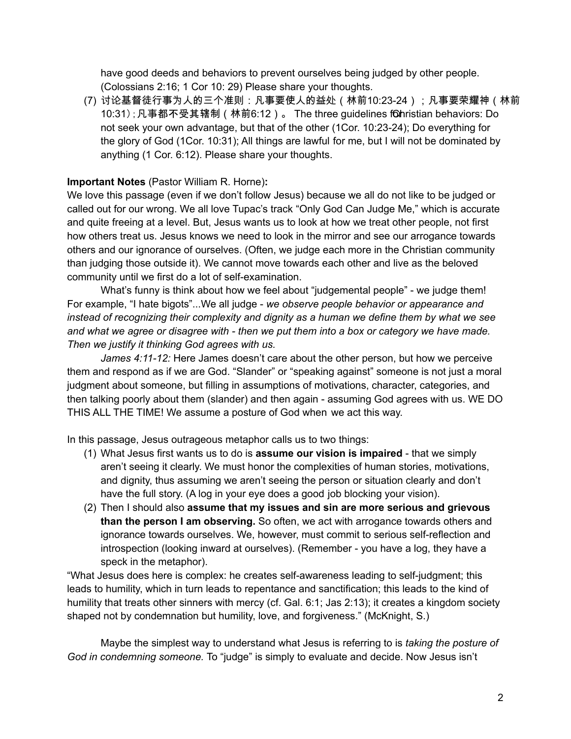have good deeds and behaviors to prevent ourselves being judged by other people. (Colossians 2:16; 1 Cor 10: 29) Please share your thoughts.

(7) 讨论基督徒行事为人的三个准则：凡事要使人的益处（林前10:23-24）；凡事要荣耀神（林前10:31）; 凡事都不受其辖制（林前6:12）。 The three guidelines for Christian behaviors: Do not seek your own advantage, but that of the other (1Cor. 10:23-24); Do everything for the glory of God (1Cor. 10:31); All things are lawful for me, but I will not be dominated by anything (1 Cor. 6:12). Please share your thoughts.

**Important Notes** (Pastor William R. Horne)**:**

We love this passage (even if we don't follow Jesus) because we all do not like to be judged or called out for our wrong. We all love Tupac's track "Only God Can Judge Me," which is accurate and quite freeing at a level. But, Jesus wants us to look at how we treat other people, not first how others treat us. Jesus knows we need to look in the mirror and see our arrogance towards others and our ignorance of ourselves. (Often, we judge each more in the Christian community than judging those outside it). We cannot move towards each other and live as the beloved community until we first do a lot of self-examination.

What's funny is think about how we feel about "judgemental people" - we judge them! For example, "I hate bigots"...We all judge - *we observe people behavior or appearance and instead of recognizing their complexity and dignity as a human we define them by what we see and what we agree or disagree with - then we put them into a box or category we have made. Then we justify it thinking God agrees with us.*

*James 4:11-12:* Here James doesn't care about the other person, but how we perceive them and respond as if we are God. "Slander" or "speaking against" someone is not just a moral judgment about someone, but filling in assumptions of motivations, character, categories, and then talking poorly about them (slander) and then again - assuming God agrees with us. WE DO THIS ALL THE TIME! We assume a posture of God when we act this way.

In this passage, Jesus outrageous metaphor calls us to two things:

(1) What Jesus first wants us to do is **assume our vision is impaired** - that we simply aren't seeing it clearly. We must honor the complexities of human stories, motivations, and dignity, thus assuming we aren't seeing the person or situation clearly and don't have the full story. (A log in your eye does a good job blocking your vision).
(2) Then I should also **assume that my issues and sin are more serious and grievous than the person I am observing.** So often, we act with arrogance towards others and ignorance towards ourselves. We, however, must commit to serious self-reflection and introspection (looking inward at ourselves). (Remember - you have a log, they have a speck in the metaphor).

"What Jesus does here is complex: he creates self-awareness leading to self-judgment; this leads to humility, which in turn leads to repentance and sanctification; this leads to the kind of humility that treats other sinners with mercy (cf. Gal. 6:1; Jas 2:13); it creates a kingdom society shaped not by condemnation but humility, love, and forgiveness." (McKnight, S.)

Maybe the simplest way to understand what Jesus is referring to is *taking the posture of God in condemning someone.* To "judge" is simply to evaluate and decide. Now Jesus isn't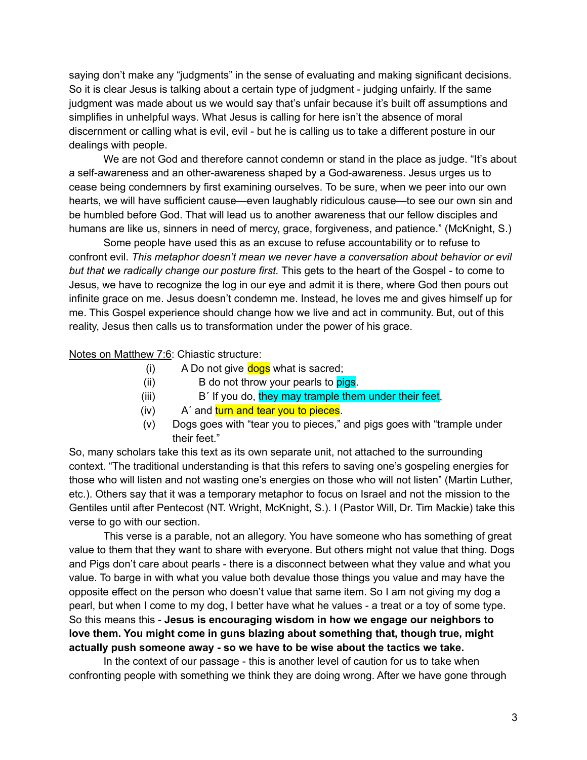saying don't make any "judgments" in the sense of evaluating and making significant decisions. So it is clear Jesus is talking about a certain type of judgment - judging unfairly. If the same judgment was made about us we would say that's unfair because it's built off assumptions and simplifies in unhelpful ways. What Jesus is calling for here isn't the absence of moral discernment or calling what is evil, evil - but he is calling us to take a different posture in our dealings with people.

We are not God and therefore cannot condemn or stand in the place as judge. "It's about a self-awareness and an other-awareness shaped by a God-awareness. Jesus urges us to cease being condemners by first examining ourselves. To be sure, when we peer into our own hearts, we will have sufficient cause—even laughably ridiculous cause—to see our own sin and be humbled before God. That will lead us to another awareness that our fellow disciples and humans are like us, sinners in need of mercy, grace, forgiveness, and patience." (McKnight, S.)

Some people have used this as an excuse to refuse accountability or to refuse to confront evil. *This metaphor doesn't mean we never have a conversation about behavior or evil but that we radically change our posture first.* This gets to the heart of the Gospel - to come to Jesus, we have to recognize the log in our eye and admit it is there, where God then pours out infinite grace on me. Jesus doesn't condemn me. Instead, he loves me and gives himself up for me. This Gospel experience should change how we live and act in community. But, out of this reality, Jesus then calls us to transformation under the power of his grace.

<u>Notes on Matthew 7:6</u>: Chiastic structure:

(i) A Do not give dogs what is sacred;
(ii) B do not throw your pearls to pigs.
(iii) B´ If you do, they may trample them under their feet,
(iv) A´ and turn and tear you to pieces.
(v) Dogs goes with "tear you to pieces," and pigs goes with "trample under their feet."

So, many scholars take this text as its own separate unit, not attached to the surrounding context. "The traditional understanding is that this refers to saving one's gospeling energies for those who will listen and not wasting one's energies on those who will not listen" (Martin Luther, etc.). Others say that it was a temporary metaphor to focus on Israel and not the mission to the Gentiles until after Pentecost (NT. Wright, McKnight, S.). I (Pastor Will, Dr. Tim Mackie) take this verse to go with our section.

This verse is a parable, not an allegory. You have someone who has something of great value to them that they want to share with everyone. But others might not value that thing. Dogs and Pigs don't care about pearls - there is a disconnect between what they value and what you value. To barge in with what you value both devalue those things you value and may have the opposite effect on the person who doesn't value that same item. So I am not giving my dog a pearl, but when I come to my dog, I better have what he values - a treat or a toy of some type. So this means this - **Jesus is encouraging wisdom in how we engage our neighbors to love them. You might come in guns blazing about something that, though true, might actually push someone away - so we have to be wise about the tactics we take.**

In the context of our passage - this is another level of caution for us to take when confronting people with something we think they are doing wrong. After we have gone through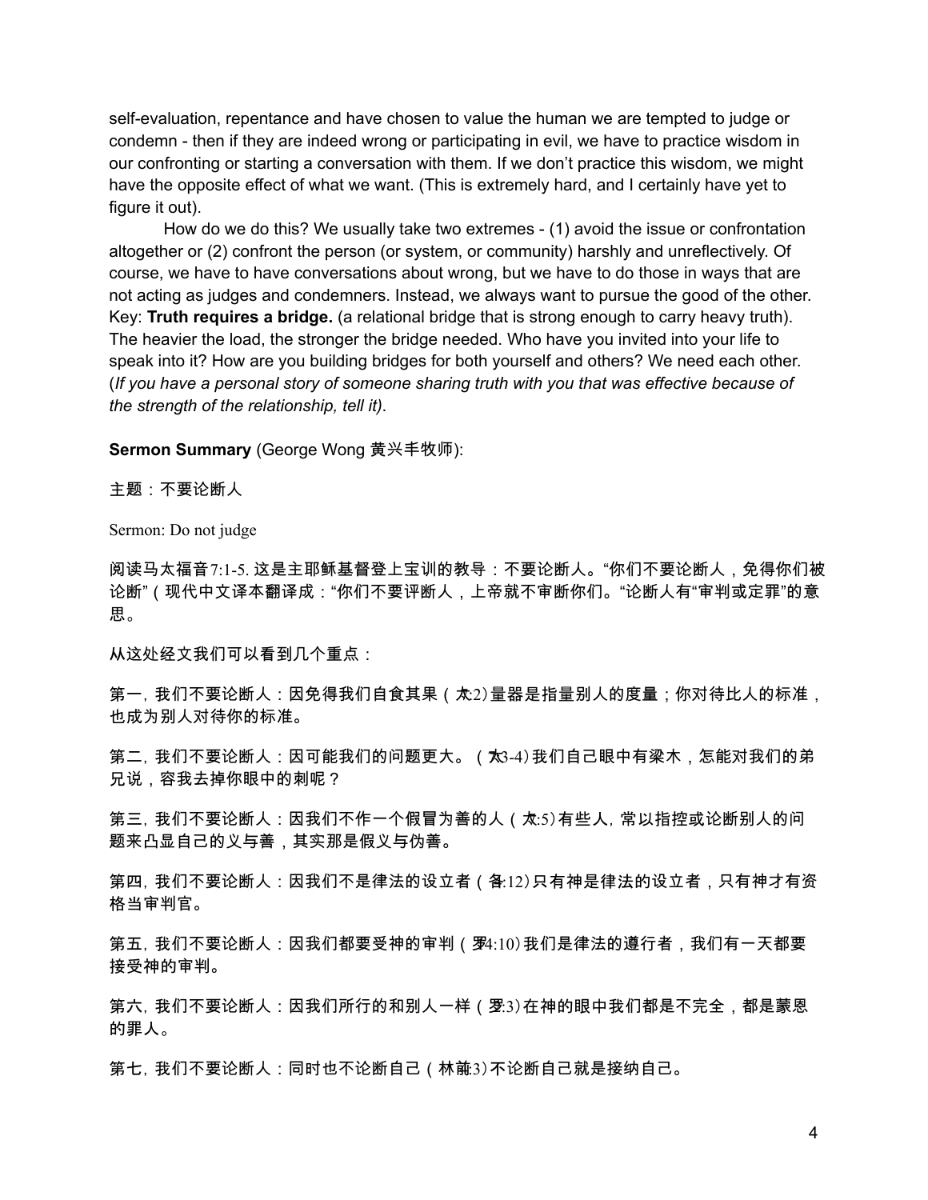self-evaluation, repentance and have chosen to value the human we are tempted to judge or condemn - then if they are indeed wrong or participating in evil, we have to practice wisdom in our confronting or starting a conversation with them. If we don't practice this wisdom, we might have the opposite effect of what we want. (This is extremely hard, and I certainly have yet to figure it out).

How do we do this? We usually take two extremes - (1) avoid the issue or confrontation altogether or (2) confront the person (or system, or community) harshly and unreflectively. Of course, we have to have conversations about wrong, but we have to do those in ways that are not acting as judges and condemners. Instead, we always want to pursue the good of the other. Key: **Truth requires a bridge.** (a relational bridge that is strong enough to carry heavy truth). The heavier the load, the stronger the bridge needed. Who have you invited into your life to speak into it? How are you building bridges for both yourself and others? We need each other. (*If you have a personal story of someone sharing truth with you that was effective because of the strength of the relationship, tell it)*.

**Sermon Summary** (George Wong 黄兴丰牧师):

主题：不要论断人

Sermon: Do not judge

阅读马太福音7:1-5. 这是主耶稣基督登上宝训的教导：不要论断人。"你们不要论断人，免得你们被论断"（现代中文译本翻译成："你们不要评断人，上帝就不审断你们。"论断人有"审判或定罪"的意思。

从这处经文我们可以看到几个重点：

第一, 我们不要论断人：因免得我们自食其果（太7:2）量器是指量别人的度量；你对待比人的标准，也成为别人对待你的标准。

第二, 我们不要论断人：因可能我们的问题更大。（太7:3-4）我们自己眼中有梁木，怎能对我们的弟兄说，容我去掉你眼中的刺呢？

第三, 我们不要论断人：因我们不作一个假冒为善的人（太7:5）有些人, 常以指控或论断别人的问题来凸显自己的义与善，其实那是假义与伪善。

第四, 我们不要论断人：因我们不是律法的设立者（雅4:12）只有神是律法的设立者，只有神才有资格当审判官。

第五, 我们不要论断人：因我们都要受神的审判（罗14:10）我们是律法的遵行者，我们有一天都要接受神的审判。

第六, 我们不要论断人：因我们所行的和别人一样（罗2:3）在神的眼中我们都是不完全，都是蒙恩的罪人。

第七, 我们不要论断人：同时也不论断自己（林前4:3）不论断自己就是接纳自己。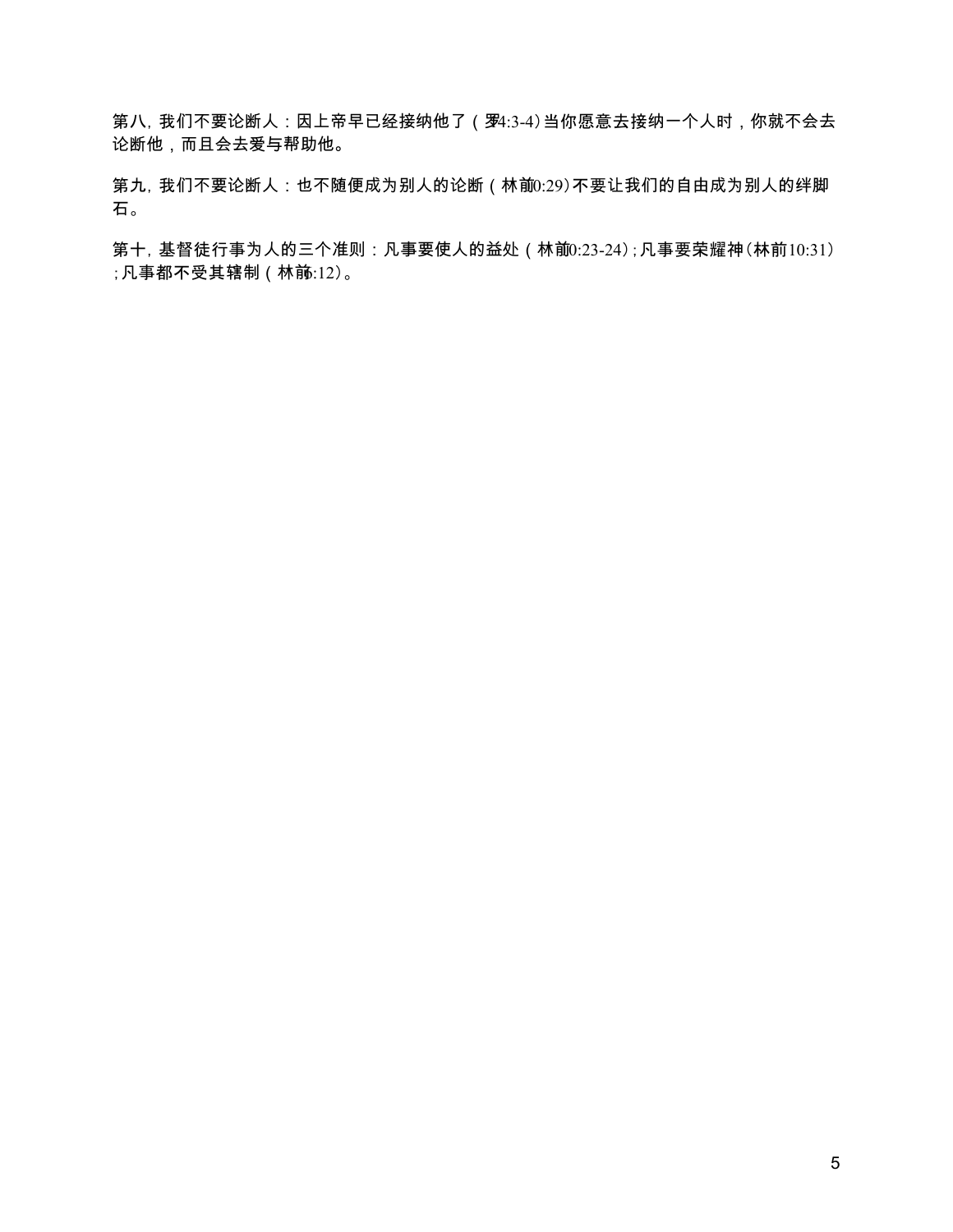第八，我们不要论断人：因上帝早已经接纳他了（罗14:3-4）当你愿意去接纳一个人时，你就不会去论断他，而且会去爱与帮助他。

第九，我们不要论断人：也不随便成为别人的论断（林前10:29）不要让我们的自由成为别人的绊脚石。

第十，基督徒行事为人的三个准则：凡事要使人的益处（林前10:23-24）；凡事要荣耀神（林前10:31）；凡事都不受其辖制（林前6:12）。